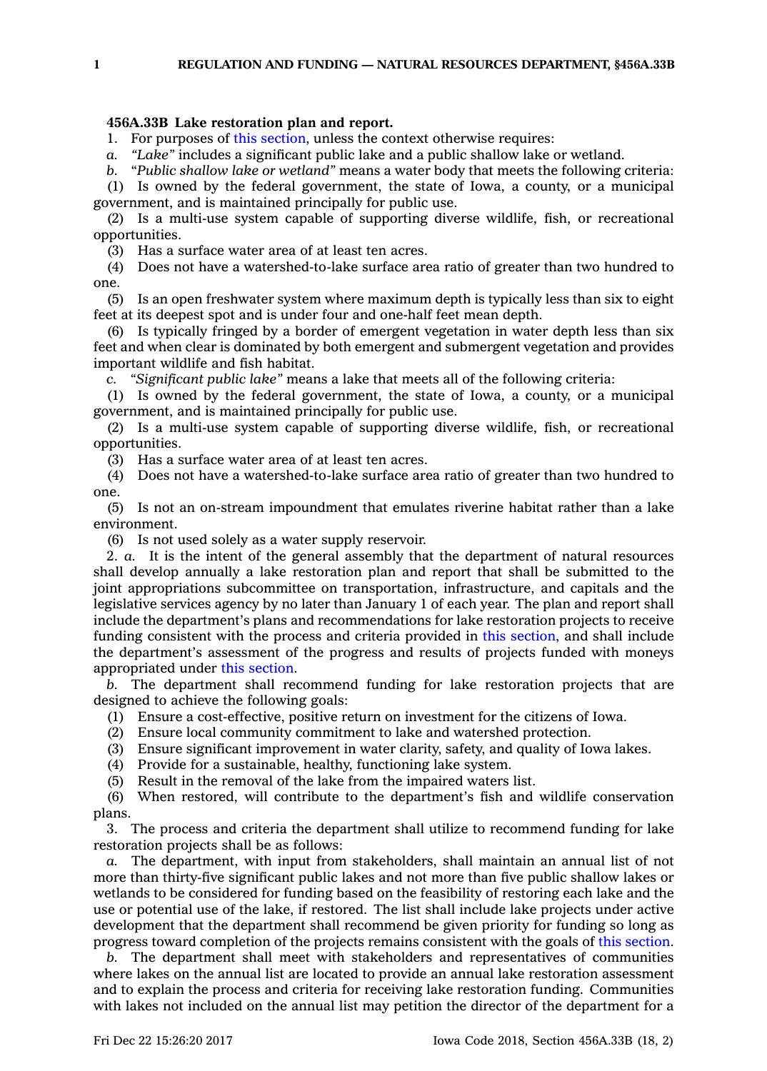**456A.33B Lake restoration plan and report.**

1. For purposes of this section, unless the context otherwise requires:

*a. "Lake"* includes a significant public lake and a public shallow lake or wetland.

*b.* "*Public shallow lake or wetland"* means a water body that meets the following criteria:

(1) Is owned by the federal government, the state of Iowa, a county, or a municipal government, and is maintained principally for public use.

(2) Is a multi-use system capable of supporting diverse wildlife, fish, or recreational opportunities.

(3) Has a surface water area of at least ten acres.

(4) Does not have a watershed-to-lake surface area ratio of greater than two hundred to one.

(5) Is an open freshwater system where maximum depth is typically less than six to eight feet at its deepest spot and is under four and one-half feet mean depth.

(6) Is typically fringed by a border of emergent vegetation in water depth less than six feet and when clear is dominated by both emergent and submergent vegetation and provides important wildlife and fish habitat.

*c. "Significant public lake"* means a lake that meets all of the following criteria:

(1) Is owned by the federal government, the state of Iowa, a county, or a municipal government, and is maintained principally for public use.

(2) Is a multi-use system capable of supporting diverse wildlife, fish, or recreational opportunities.

(3) Has a surface water area of at least ten acres.

(4) Does not have a watershed-to-lake surface area ratio of greater than two hundred to one.

(5) Is not an on-stream impoundment that emulates riverine habitat rather than a lake environment.

(6) Is not used solely as a water supply reservoir.

2. *a.* It is the intent of the general assembly that the department of natural resources shall develop annually a lake restoration plan and report that shall be submitted to the joint appropriations subcommittee on transportation, infrastructure, and capitals and the legislative services agency by no later than January 1 of each year. The plan and report shall include the department's plans and recommendations for lake restoration projects to receive funding consistent with the process and criteria provided in this section, and shall include the department's assessment of the progress and results of projects funded with moneys appropriated under this section.

*b.* The department shall recommend funding for lake restoration projects that are designed to achieve the following goals:

(1) Ensure a cost-effective, positive return on investment for the citizens of Iowa.

(2) Ensure local community commitment to lake and watershed protection.

(3) Ensure significant improvement in water clarity, safety, and quality of Iowa lakes.

(4) Provide for a sustainable, healthy, functioning lake system.

(5) Result in the removal of the lake from the impaired waters list.

(6) When restored, will contribute to the department's fish and wildlife conservation plans.

3. The process and criteria the department shall utilize to recommend funding for lake restoration projects shall be as follows:

*a.* The department, with input from stakeholders, shall maintain an annual list of not more than thirty-five significant public lakes and not more than five public shallow lakes or wetlands to be considered for funding based on the feasibility of restoring each lake and the use or potential use of the lake, if restored. The list shall include lake projects under active development that the department shall recommend be given priority for funding so long as progress toward completion of the projects remains consistent with the goals of this section.

*b.* The department shall meet with stakeholders and representatives of communities where lakes on the annual list are located to provide an annual lake restoration assessment and to explain the process and criteria for receiving lake restoration funding. Communities with lakes not included on the annual list may petition the director of the department for a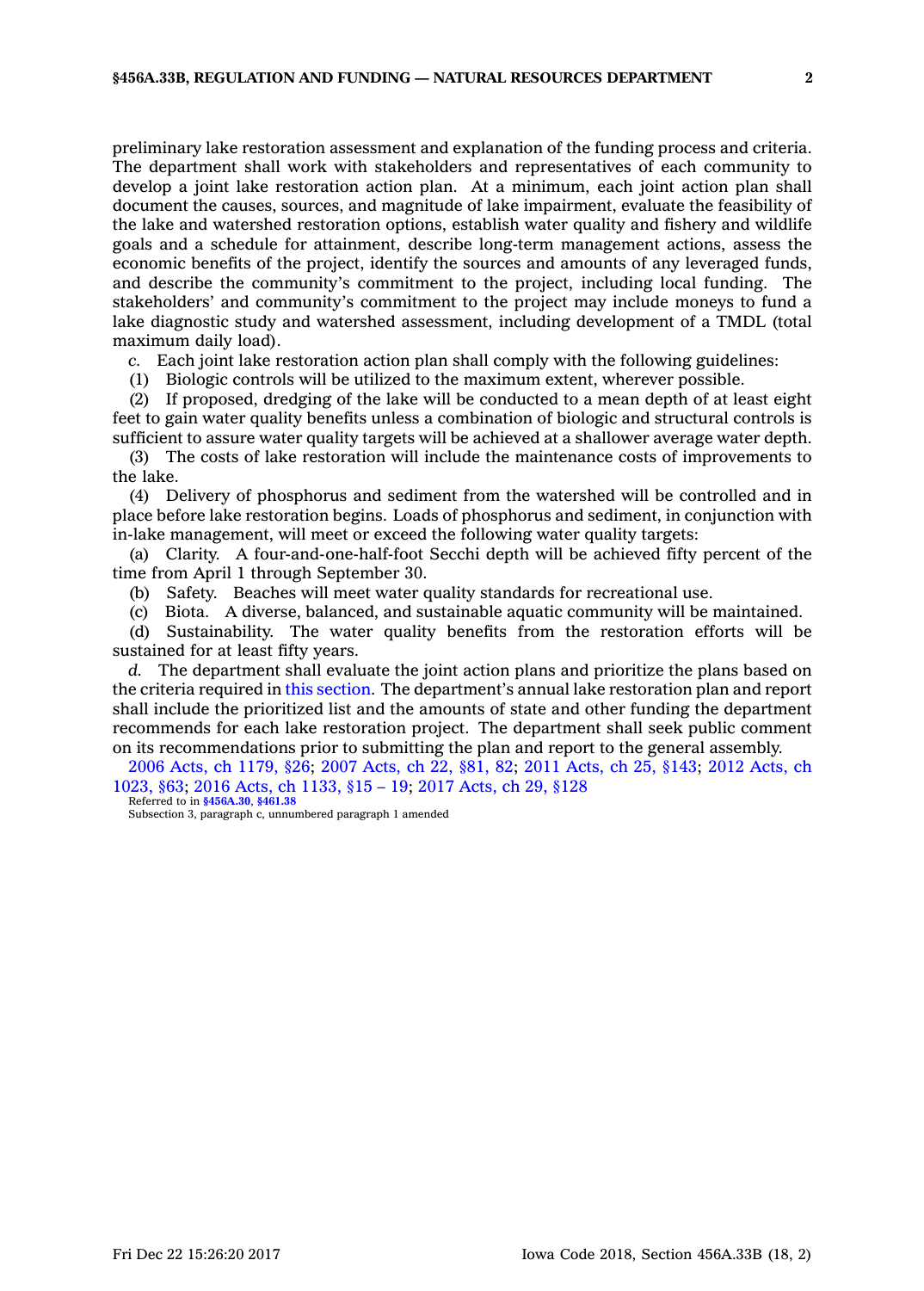preliminary lake restoration assessment and explanation of the funding process and criteria. The department shall work with stakeholders and representatives of each community to develop a joint lake restoration action plan. At a minimum, each joint action plan shall document the causes, sources, and magnitude of lake impairment, evaluate the feasibility of the lake and watershed restoration options, establish water quality and fishery and wildlife goals and a schedule for attainment, describe long-term management actions, assess the economic benefits of the project, identify the sources and amounts of any leveraged funds, and describe the community's commitment to the project, including local funding. The stakeholders' and community's commitment to the project may include moneys to fund a lake diagnostic study and watershed assessment, including development of a TMDL (total maximum daily load).

*c.* Each joint lake restoration action plan shall comply with the following guidelines:

(1) Biologic controls will be utilized to the maximum extent, wherever possible.

(2) If proposed, dredging of the lake will be conducted to a mean depth of at least eight feet to gain water quality benefits unless a combination of biologic and structural controls is sufficient to assure water quality targets will be achieved at a shallower average water depth.

(3) The costs of lake restoration will include the maintenance costs of improvements to the lake.

(4) Delivery of phosphorus and sediment from the watershed will be controlled and in place before lake restoration begins. Loads of phosphorus and sediment, in conjunction with in-lake management, will meet or exceed the following water quality targets:

(a) Clarity. A four-and-one-half-foot Secchi depth will be achieved fifty percent of the time from April 1 through September 30.

(b) Safety. Beaches will meet water quality standards for recreational use.

(c) Biota. A diverse, balanced, and sustainable aquatic community will be maintained.

(d) Sustainability. The water quality benefits from the restoration efforts will be sustained for at least fifty years.

*d.* The department shall evaluate the joint action plans and prioritize the plans based on the criteria required in this section. The department's annual lake restoration plan and report shall include the prioritized list and the amounts of state and other funding the department recommends for each lake restoration project. The department shall seek public comment on its recommendations prior to submitting the plan and report to the general assembly.

2006 Acts, ch 1179, §26; 2007 Acts, ch 22, §81, 82; 2011 Acts, ch 25, §143; 2012 Acts, ch 1023, §63; 2016 Acts, ch 1133, §15 – 19; 2017 Acts, ch 29, §128

Referred to in **§456A.30**, **§461.38**

Subsection 3, paragraph c, unnumbered paragraph 1 amended